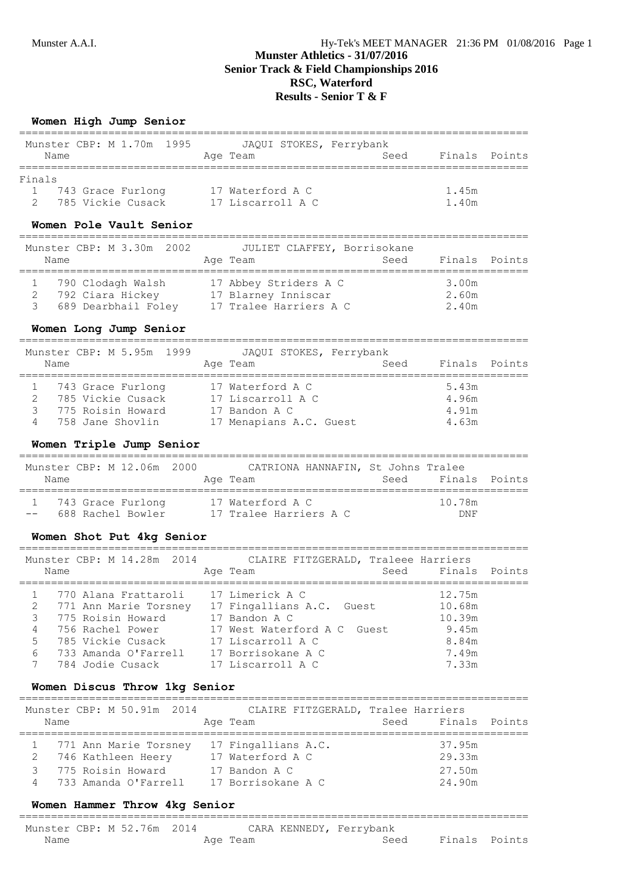# Munster Athletics - 31/07/2016
## Senior Track & Field Championships 2016
## RSC, Waterford
## Results - Senior T & F

### Women High Jump Senior

Munster CBP: M 1.70m 1995 JAQUI STOKES, Ferrybank

| | Name | Age | Team | Seed | Finals | Points |
|---|---|---|---|---|---|---|
| **Finals** | | | | | | |
| 1 | 743 Grace Furlong | 17 | Waterford A C | | 1.45m | |
| 2 | 785 Vickie Cusack | 17 | Liscarroll A C | | 1.40m | |

### Women Pole Vault Senior

Munster CBP: M 3.30m 2002 JULIET CLAFFEY, Borrisokane

| | Name | Age | Team | Seed | Finals | Points |
|---|---|---|---|---|---|---|
| 1 | 790 Clodagh Walsh | 17 | Abbey Striders A C | | 3.00m | |
| 2 | 792 Ciara Hickey | 17 | Blarney Inniscar | | 2.60m | |
| 3 | 689 Dearbhail Foley | 17 | Tralee Harriers A C | | 2.40m | |

### Women Long Jump Senior

Munster CBP: M 5.95m 1999 JAQUI STOKES, Ferrybank

| | Name | Age | Team | Seed | Finals | Points |
|---|---|---|---|---|---|---|
| 1 | 743 Grace Furlong | 17 | Waterford A C | | 5.43m | |
| 2 | 785 Vickie Cusack | 17 | Liscarroll A C | | 4.96m | |
| 3 | 775 Roisin Howard | 17 | Bandon A C | | 4.91m | |
| 4 | 758 Jane Shovlin | 17 | Menapians A.C. Guest | | 4.63m | |

### Women Triple Jump Senior

Munster CBP: M 12.06m 2000 CATRIONA HANNAFIN, St Johns Tralee

| | Name | Age | Team | Seed | Finals | Points |
|---|---|---|---|---|---|---|
| 1 | 743 Grace Furlong | 17 | Waterford A C | | 10.78m | |
| -- | 688 Rachel Bowler | 17 | Tralee Harriers A C | | DNF | |

### Women Shot Put 4kg Senior

Munster CBP: M 14.28m 2014 CLAIRE FITZGERALD, Traleee Harriers

| | Name | Age | Team | Seed | Finals | Points |
|---|---|---|---|---|---|---|
| 1 | 770 Alana Frattaroli | 17 | Limerick A C | | 12.75m | |
| 2 | 771 Ann Marie Torsney | 17 | Fingallians A.C. Guest | | 10.68m | |
| 3 | 775 Roisin Howard | 17 | Bandon A C | | 10.39m | |
| 4 | 756 Rachel Power | 17 | West Waterford A C Guest | | 9.45m | |
| 5 | 785 Vickie Cusack | 17 | Liscarroll A C | | 8.84m | |
| 6 | 733 Amanda O'Farrell | 17 | Borrisokane A C | | 7.49m | |
| 7 | 784 Jodie Cusack | 17 | Liscarroll A C | | 7.33m | |

### Women Discus Throw 1kg Senior

Munster CBP: M 50.91m 2014 CLAIRE FITZGERALD, Tralee Harriers

| | Name | Age | Team | Seed | Finals | Points |
|---|---|---|---|---|---|---|
| 1 | 771 Ann Marie Torsney | 17 | Fingallians A.C. | | 37.95m | |
| 2 | 746 Kathleen Heery | 17 | Waterford A C | | 29.33m | |
| 3 | 775 Roisin Howard | 17 | Bandon A C | | 27.50m | |
| 4 | 733 Amanda O'Farrell | 17 | Borrisokane A C | | 24.90m | |

### Women Hammer Throw 4kg Senior

Munster CBP: M 52.76m 2014 CARA KENNEDY, Ferrybank

| | Name | Age | Team | Seed | Finals | Points |
|---|---|---|---|---|---|---|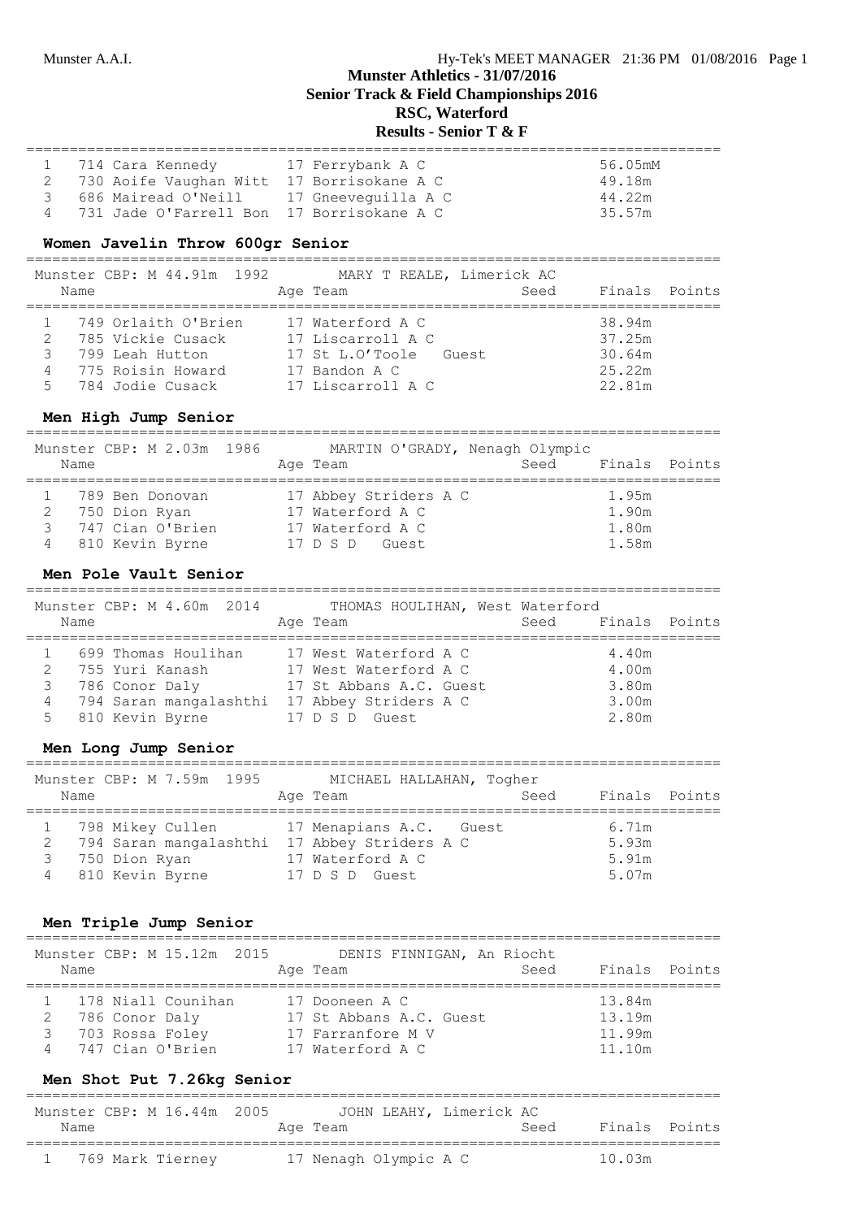# Munster Athletics - 31/07/2016

## Senior Track & Field Championships 2016

## RSC, Waterford

## Results - Senior T & F

|  | Name | Age | Team | Seed | Finals | Points |
|---|---|---|---|---|---|---|
| 1 | 714 Cara Kennedy | 17 | Ferrybank A C |  | 56.05mM |  |
| 2 | 730 Aoife Vaughan Witt | 17 | Borrisokane A C |  | 49.18m |  |
| 3 | 686 Mairead O'Neill | 17 | Gneeveguilla A C |  | 44.22m |  |
| 4 | 731 Jade O'Farrell Bon | 17 | Borrisokane A C |  | 35.57m |  |

### Women Javelin Throw 600gr Senior

Munster CBP: M 44.91m 1992 MARY T REALE, Limerick AC

|  | Name | Age | Team | Seed | Finals | Points |
|---|---|---|---|---|---|---|
| 1 | 749 Orlaith O'Brien | 17 | Waterford A C |  | 38.94m |  |
| 2 | 785 Vickie Cusack | 17 | Liscarroll A C |  | 37.25m |  |
| 3 | 799 Leah Hutton | 17 | St L.O'Toole Guest |  | 30.64m |  |
| 4 | 775 Roisin Howard | 17 | Bandon A C |  | 25.22m |  |
| 5 | 784 Jodie Cusack | 17 | Liscarroll A C |  | 22.81m |  |

### Men High Jump Senior

Munster CBP: M 2.03m 1986 MARTIN O'GRADY, Nenagh Olympic

|  | Name | Age | Team | Seed | Finals | Points |
|---|---|---|---|---|---|---|
| 1 | 789 Ben Donovan | 17 | Abbey Striders A C |  | 1.95m |  |
| 2 | 750 Dion Ryan | 17 | Waterford A C |  | 1.90m |  |
| 3 | 747 Cian O'Brien | 17 | Waterford A C |  | 1.80m |  |
| 4 | 810 Kevin Byrne | 17 | D S D Guest |  | 1.58m |  |

### Men Pole Vault Senior

Munster CBP: M 4.60m 2014 THOMAS HOULIHAN, West Waterford

|  | Name | Age | Team | Seed | Finals | Points |
|---|---|---|---|---|---|---|
| 1 | 699 Thomas Houlihan | 17 | West Waterford A C |  | 4.40m |  |
| 2 | 755 Yuri Kanash | 17 | West Waterford A C |  | 4.00m |  |
| 3 | 786 Conor Daly | 17 | St Abbans A.C. Guest |  | 3.80m |  |
| 4 | 794 Saran mangalashthi | 17 | Abbey Striders A C |  | 3.00m |  |
| 5 | 810 Kevin Byrne | 17 | D S D Guest |  | 2.80m |  |

### Men Long Jump Senior

Munster CBP: M 7.59m 1995 MICHAEL HALLAHAN, Togher

|  | Name | Age | Team | Seed | Finals | Points |
|---|---|---|---|---|---|---|
| 1 | 798 Mikey Cullen | 17 | Menapians A.C. Guest |  | 6.71m |  |
| 2 | 794 Saran mangalashthi | 17 | Abbey Striders A C |  | 5.93m |  |
| 3 | 750 Dion Ryan | 17 | Waterford A C |  | 5.91m |  |
| 4 | 810 Kevin Byrne | 17 | D S D Guest |  | 5.07m |  |

### Men Triple Jump Senior

Munster CBP: M 15.12m 2015 DENIS FINNIGAN, An Riocht

|  | Name | Age | Team | Seed | Finals | Points |
|---|---|---|---|---|---|---|
| 1 | 178 Niall Counihan | 17 | Dooneen A C |  | 13.84m |  |
| 2 | 786 Conor Daly | 17 | St Abbans A.C. Guest |  | 13.19m |  |
| 3 | 703 Rossa Foley | 17 | Farranfore M V |  | 11.99m |  |
| 4 | 747 Cian O'Brien | 17 | Waterford A C |  | 11.10m |  |

### Men Shot Put 7.26kg Senior

Munster CBP: M 16.44m 2005 JOHN LEAHY, Limerick AC

|  | Name | Age | Team | Seed | Finals | Points |
|---|---|---|---|---|---|---|
| 1 | 769 Mark Tierney | 17 | Nenagh Olympic A C |  | 10.03m |  |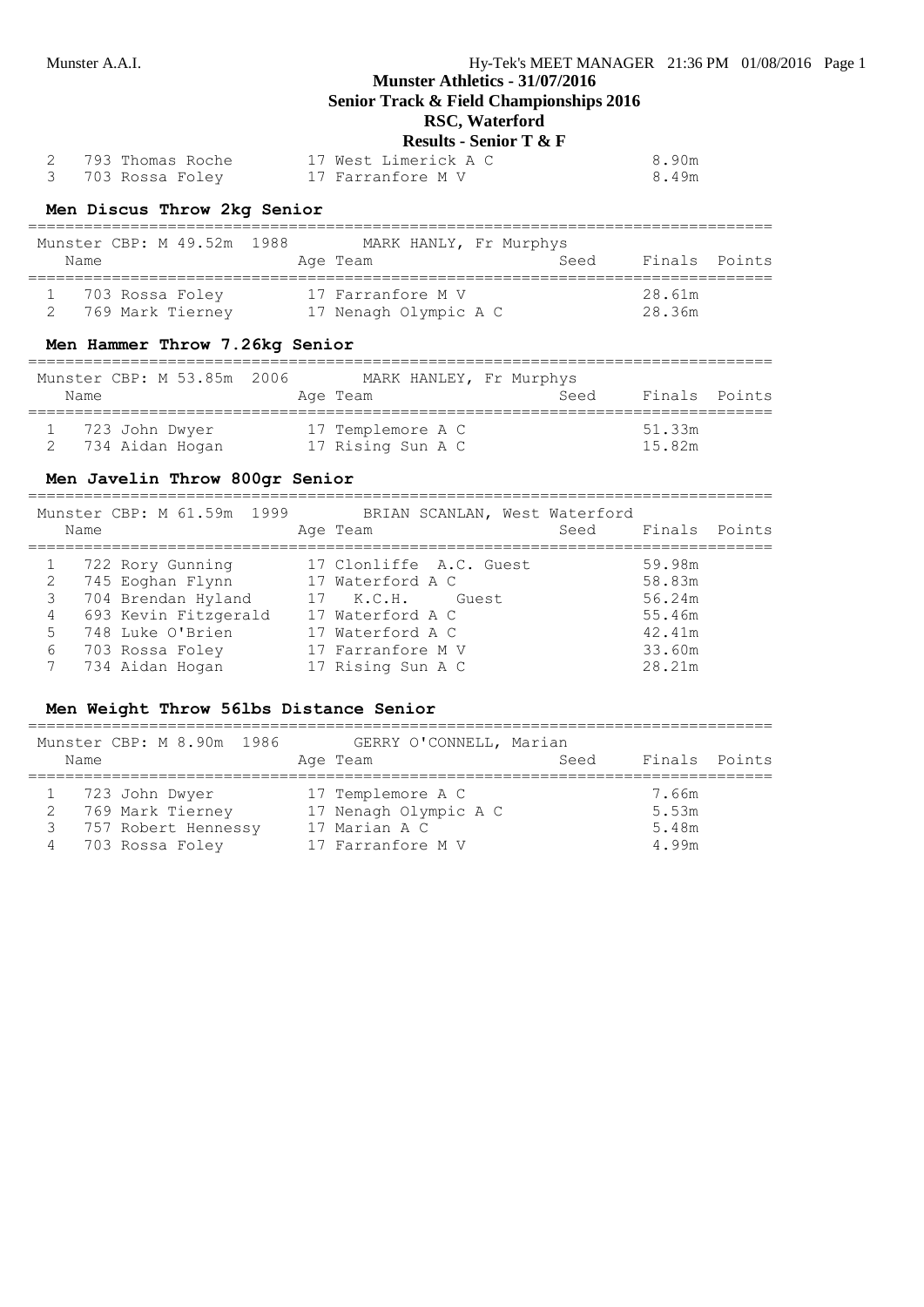Munster Athletics - 31/07/2016

Senior Track & Field Championships 2016

RSC, Waterford

Results - Senior T & F

| | | | | | |
|---|---|---|---|---|---|
| 2 | 793 Thomas Roche | 17 West Limerick A C | | 8.90m | |
| 3 | 703 Rossa Foley | 17 Farranfore M V | | 8.49m | |

### Men Discus Throw 2kg Senior

Munster CBP: M 49.52m 1988 MARK HANLY, Fr Murphys

| | Name | Age Team | Seed | Finals | Points |
|---|---|---|---|---|---|
| 1 | 703 Rossa Foley | 17 Farranfore M V | | 28.61m | |
| 2 | 769 Mark Tierney | 17 Nenagh Olympic A C | | 28.36m | |

### Men Hammer Throw 7.26kg Senior

Munster CBP: M 53.85m 2006 MARK HANLEY, Fr Murphys

| | Name | Age Team | Seed | Finals | Points |
|---|---|---|---|---|---|
| 1 | 723 John Dwyer | 17 Templemore A C | | 51.33m | |
| 2 | 734 Aidan Hogan | 17 Rising Sun A C | | 15.82m | |

### Men Javelin Throw 800gr Senior

Munster CBP: M 61.59m 1999 BRIAN SCANLAN, West Waterford

| | Name | Age Team | Seed | Finals | Points |
|---|---|---|---|---|---|
| 1 | 722 Rory Gunning | 17 Clonliffe A.C. Guest | | 59.98m | |
| 2 | 745 Eoghan Flynn | 17 Waterford A C | | 58.83m | |
| 3 | 704 Brendan Hyland | 17 K.C.H. Guest | | 56.24m | |
| 4 | 693 Kevin Fitzgerald | 17 Waterford A C | | 55.46m | |
| 5 | 748 Luke O'Brien | 17 Waterford A C | | 42.41m | |
| 6 | 703 Rossa Foley | 17 Farranfore M V | | 33.60m | |
| 7 | 734 Aidan Hogan | 17 Rising Sun A C | | 28.21m | |

### Men Weight Throw 56lbs Distance Senior

Munster CBP: M 8.90m 1986 GERRY O'CONNELL, Marian

| | Name | Age Team | Seed | Finals | Points |
|---|---|---|---|---|---|
| 1 | 723 John Dwyer | 17 Templemore A C | | 7.66m | |
| 2 | 769 Mark Tierney | 17 Nenagh Olympic A C | | 5.53m | |
| 3 | 757 Robert Hennessy | 17 Marian A C | | 5.48m | |
| 4 | 703 Rossa Foley | 17 Farranfore M V | | 4.99m | |